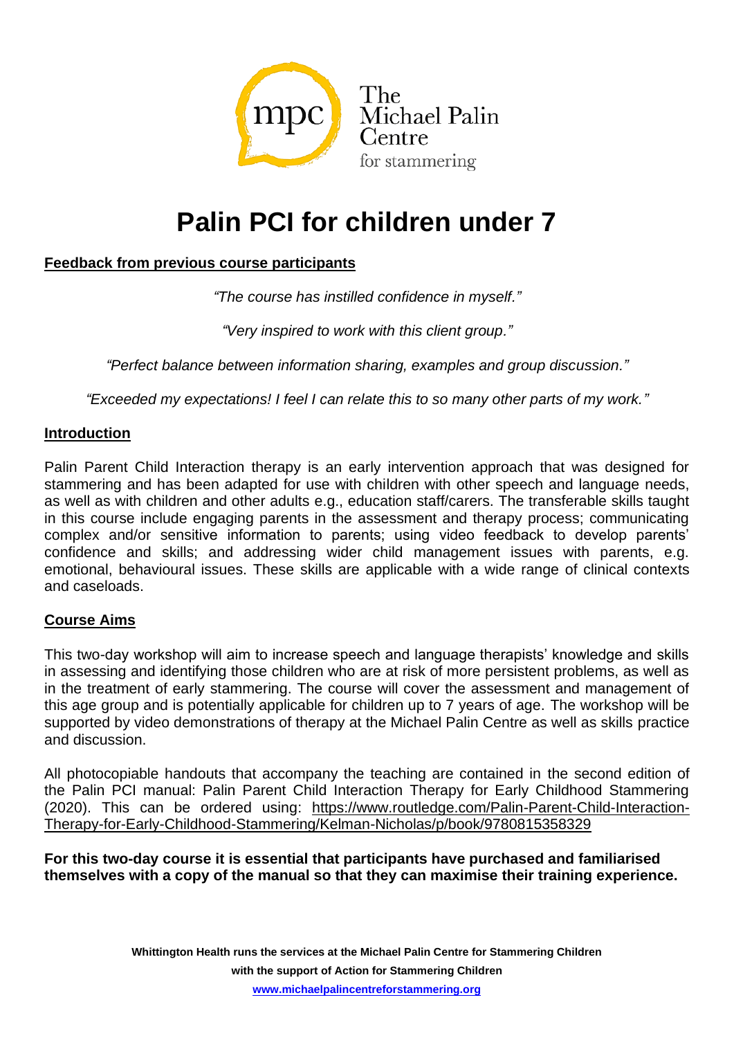The Michael Palin Centre for stammering

# Palin PCI for children under 7

**Feedback from previous course participants**

*"The course has instilled confidence in myself."*

*"Very inspired to work with this client group."*

*"Perfect balance between information sharing, examples and group discussion."*

*"Exceeded my expectations! I feel I can relate this to so many other parts of my work."*

## Introduction

Palin Parent Child Interaction therapy is an early intervention approach that was designed for stammering and has been adapted for use with children with other speech and language needs, as well as with children and other adults e.g., education staff/carers. The transferable skills taught in this course include engaging parents in the assessment and therapy process; communicating complex and/or sensitive information to parents; using video feedback to develop parents' confidence and skills; and addressing wider child management issues with parents, e.g. emotional, behavioural issues. These skills are applicable with a wide range of clinical contexts and caseloads.

## Course Aims

This two-day workshop will aim to increase speech and language therapists' knowledge and skills in assessing and identifying those children who are at risk of more persistent problems, as well as in the treatment of early stammering. The course will cover the assessment and management of this age group and is potentially applicable for children up to 7 years of age. The workshop will be supported by video demonstrations of therapy at the Michael Palin Centre as well as skills practice and discussion.

All photocopiable handouts that accompany the teaching are contained in the second edition of the Palin PCI manual: Palin Parent Child Interaction Therapy for Early Childhood Stammering (2020). This can be ordered using: https://www.routledge.com/Palin-Parent-Child-Interaction-Therapy-for-Early-Childhood-Stammering/Kelman-Nicholas/p/book/9780815358329

**For this two-day course it is essential that participants have purchased and familiarised themselves with a copy of the manual so that they can maximise their training experience.**

**Whittington Health runs the services at the Michael Palin Centre for Stammering Children with the support of Action for Stammering Children**

**www.michaelpalincentreforstammering.org**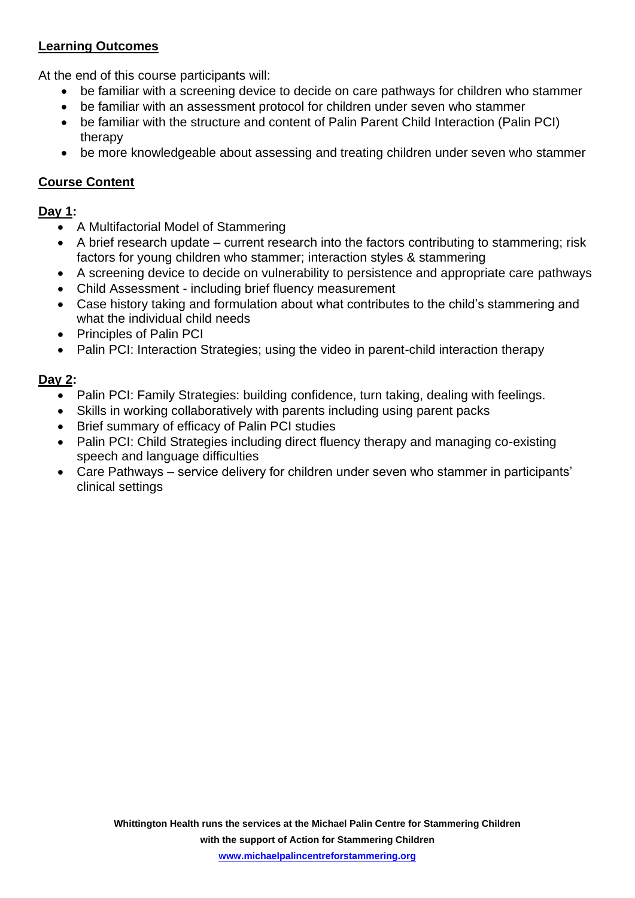## Learning Outcomes

At the end of this course participants will:

- be familiar with a screening device to decide on care pathways for children who stammer
- be familiar with an assessment protocol for children under seven who stammer
- be familiar with the structure and content of Palin Parent Child Interaction (Palin PCI) therapy
- be more knowledgeable about assessing and treating children under seven who stammer

## Course Content

### Day 1:

- A Multifactorial Model of Stammering
- A brief research update – current research into the factors contributing to stammering; risk factors for young children who stammer; interaction styles & stammering
- A screening device to decide on vulnerability to persistence and appropriate care pathways
- Child Assessment - including brief fluency measurement
- Case history taking and formulation about what contributes to the child's stammering and what the individual child needs
- Principles of Palin PCI
- Palin PCI: Interaction Strategies; using the video in parent-child interaction therapy

### Day 2:

- Palin PCI: Family Strategies: building confidence, turn taking, dealing with feelings.
- Skills in working collaboratively with parents including using parent packs
- Brief summary of efficacy of Palin PCI studies
- Palin PCI: Child Strategies including direct fluency therapy and managing co-existing speech and language difficulties
- Care Pathways – service delivery for children under seven who stammer in participants' clinical settings

**Whittington Health runs the services at the Michael Palin Centre for Stammering Children with the support of Action for Stammering Children**

**www.michaelpalincentreforstammering.org**